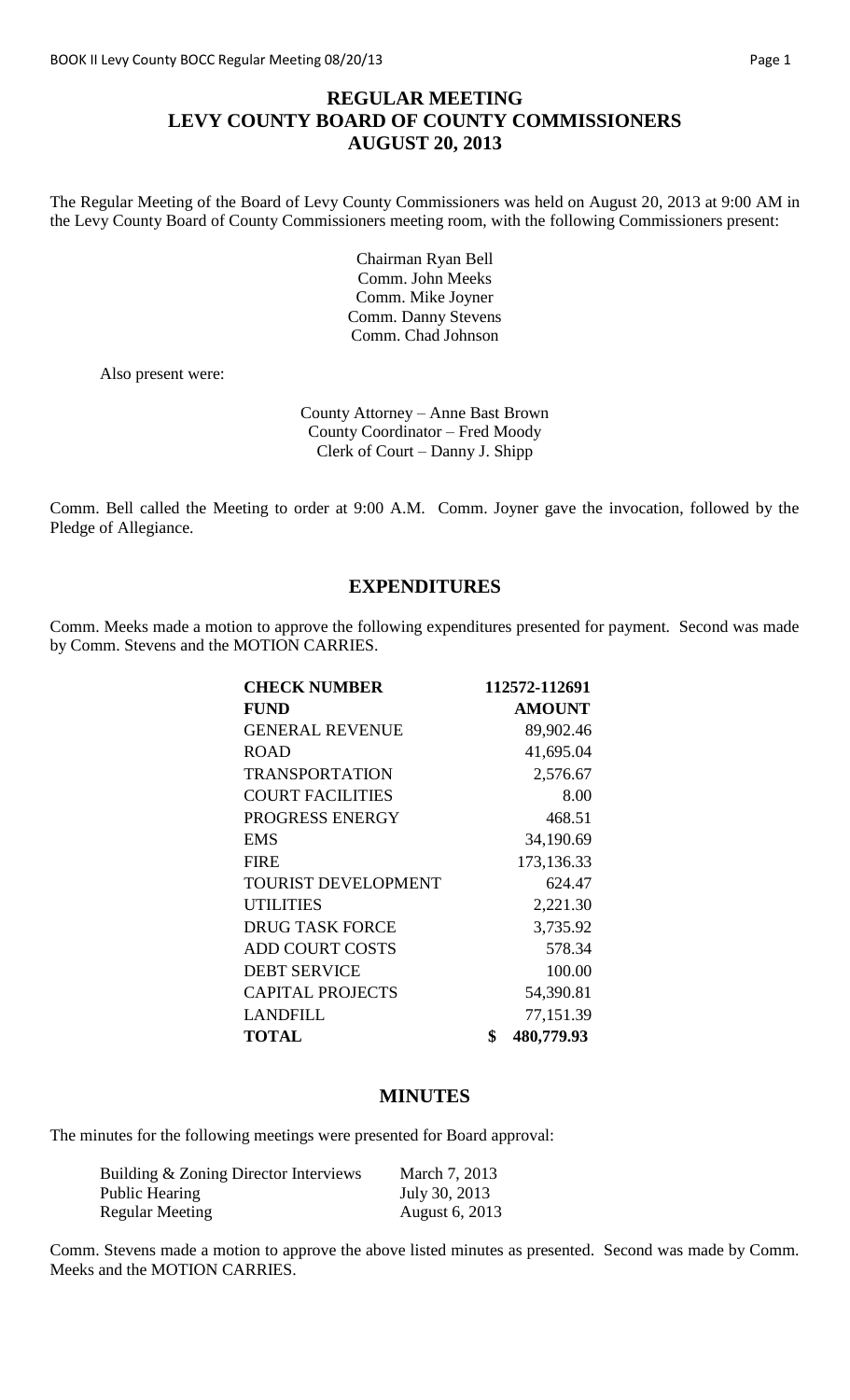# REGULAR MEETING
# LEVY COUNTY BOARD OF COUNTY COMMISSIONERS
# AUGUST 20, 2013

The Regular Meeting of the Board of Levy County Commissioners was held on August 20, 2013 at 9:00 AM in the Levy County Board of County Commissioners meeting room, with the following Commissioners present:

Chairman Ryan Bell
Comm. John Meeks
Comm. Mike Joyner
Comm. Danny Stevens
Comm. Chad Johnson

Also present were:

County Attorney – Anne Bast Brown
County Coordinator – Fred Moody
Clerk of Court – Danny J. Shipp

Comm. Bell called the Meeting to order at 9:00 A.M. Comm. Joyner gave the invocation, followed by the Pledge of Allegiance.

## EXPENDITURES

Comm. Meeks made a motion to approve the following expenditures presented for payment. Second was made by Comm. Stevens and the MOTION CARRIES.

| **CHECK NUMBER** | **112572-112691** |
|---|---|
| **FUND** | **AMOUNT** |
| GENERAL REVENUE | 89,902.46 |
| ROAD | 41,695.04 |
| TRANSPORTATION | 2,576.67 |
| COURT FACILITIES | 8.00 |
| PROGRESS ENERGY | 468.51 |
| EMS | 34,190.69 |
| FIRE | 173,136.33 |
| TOURIST DEVELOPMENT | 624.47 |
| UTILITIES | 2,221.30 |
| DRUG TASK FORCE | 3,735.92 |
| ADD COURT COSTS | 578.34 |
| DEBT SERVICE | 100.00 |
| CAPITAL PROJECTS | 54,390.81 |
| LANDFILL | 77,151.39 |
| **TOTAL** | **$ 480,779.93** |

## MINUTES

The minutes for the following meetings were presented for Board approval:

| | |
|---|---|
| Building & Zoning Director Interviews | March 7, 2013 |
| Public Hearing | July 30, 2013 |
| Regular Meeting | August 6, 2013 |

Comm. Stevens made a motion to approve the above listed minutes as presented. Second was made by Comm. Meeks and the MOTION CARRIES.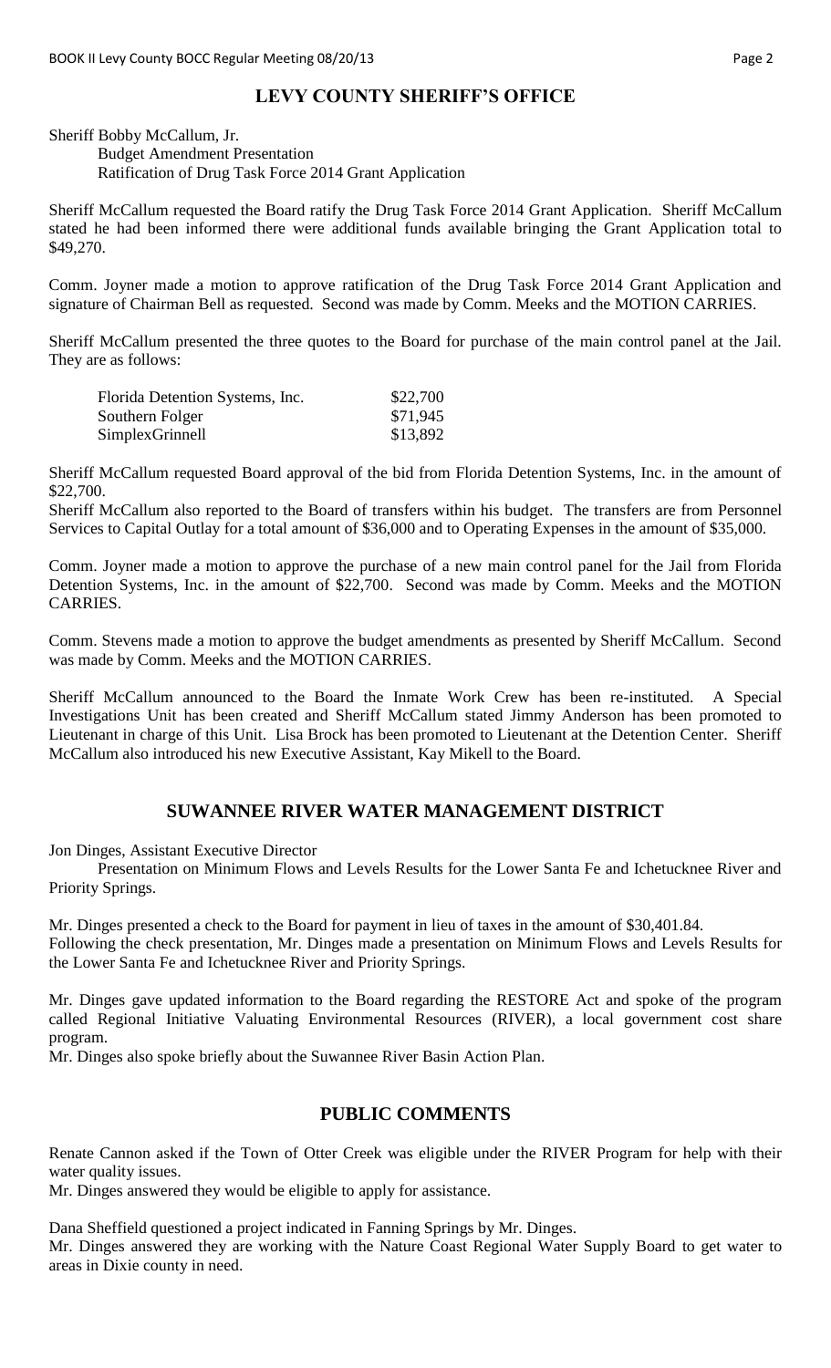## LEVY COUNTY SHERIFF'S OFFICE

Sheriff Bobby McCallum, Jr.
Budget Amendment Presentation
Ratification of Drug Task Force 2014 Grant Application

Sheriff McCallum requested the Board ratify the Drug Task Force 2014 Grant Application. Sheriff McCallum stated he had been informed there were additional funds available bringing the Grant Application total to $49,270.

Comm. Joyner made a motion to approve ratification of the Drug Task Force 2014 Grant Application and signature of Chairman Bell as requested. Second was made by Comm. Meeks and the MOTION CARRIES.

Sheriff McCallum presented the three quotes to the Board for purchase of the main control panel at the Jail. They are as follows:

| | |
|---|---|
| Florida Detention Systems, Inc. | $22,700 |
| Southern Folger | $71,945 |
| SimplexGrinnell | $13,892 |

Sheriff McCallum requested Board approval of the bid from Florida Detention Systems, Inc. in the amount of $22,700.
Sheriff McCallum also reported to the Board of transfers within his budget. The transfers are from Personnel Services to Capital Outlay for a total amount of $36,000 and to Operating Expenses in the amount of $35,000.

Comm. Joyner made a motion to approve the purchase of a new main control panel for the Jail from Florida Detention Systems, Inc. in the amount of $22,700. Second was made by Comm. Meeks and the MOTION CARRIES.

Comm. Stevens made a motion to approve the budget amendments as presented by Sheriff McCallum. Second was made by Comm. Meeks and the MOTION CARRIES.

Sheriff McCallum announced to the Board the Inmate Work Crew has been re-instituted. A Special Investigations Unit has been created and Sheriff McCallum stated Jimmy Anderson has been promoted to Lieutenant in charge of this Unit. Lisa Brock has been promoted to Lieutenant at the Detention Center. Sheriff McCallum also introduced his new Executive Assistant, Kay Mikell to the Board.

## SUWANNEE RIVER WATER MANAGEMENT DISTRICT

Jon Dinges, Assistant Executive Director
Presentation on Minimum Flows and Levels Results for the Lower Santa Fe and Ichetucknee River and Priority Springs.

Mr. Dinges presented a check to the Board for payment in lieu of taxes in the amount of $30,401.84.
Following the check presentation, Mr. Dinges made a presentation on Minimum Flows and Levels Results for the Lower Santa Fe and Ichetucknee River and Priority Springs.

Mr. Dinges gave updated information to the Board regarding the RESTORE Act and spoke of the program called Regional Initiative Valuating Environmental Resources (RIVER), a local government cost share program.
Mr. Dinges also spoke briefly about the Suwannee River Basin Action Plan.

## PUBLIC COMMENTS

Renate Cannon asked if the Town of Otter Creek was eligible under the RIVER Program for help with their water quality issues.
Mr. Dinges answered they would be eligible to apply for assistance.

Dana Sheffield questioned a project indicated in Fanning Springs by Mr. Dinges.
Mr. Dinges answered they are working with the Nature Coast Regional Water Supply Board to get water to areas in Dixie county in need.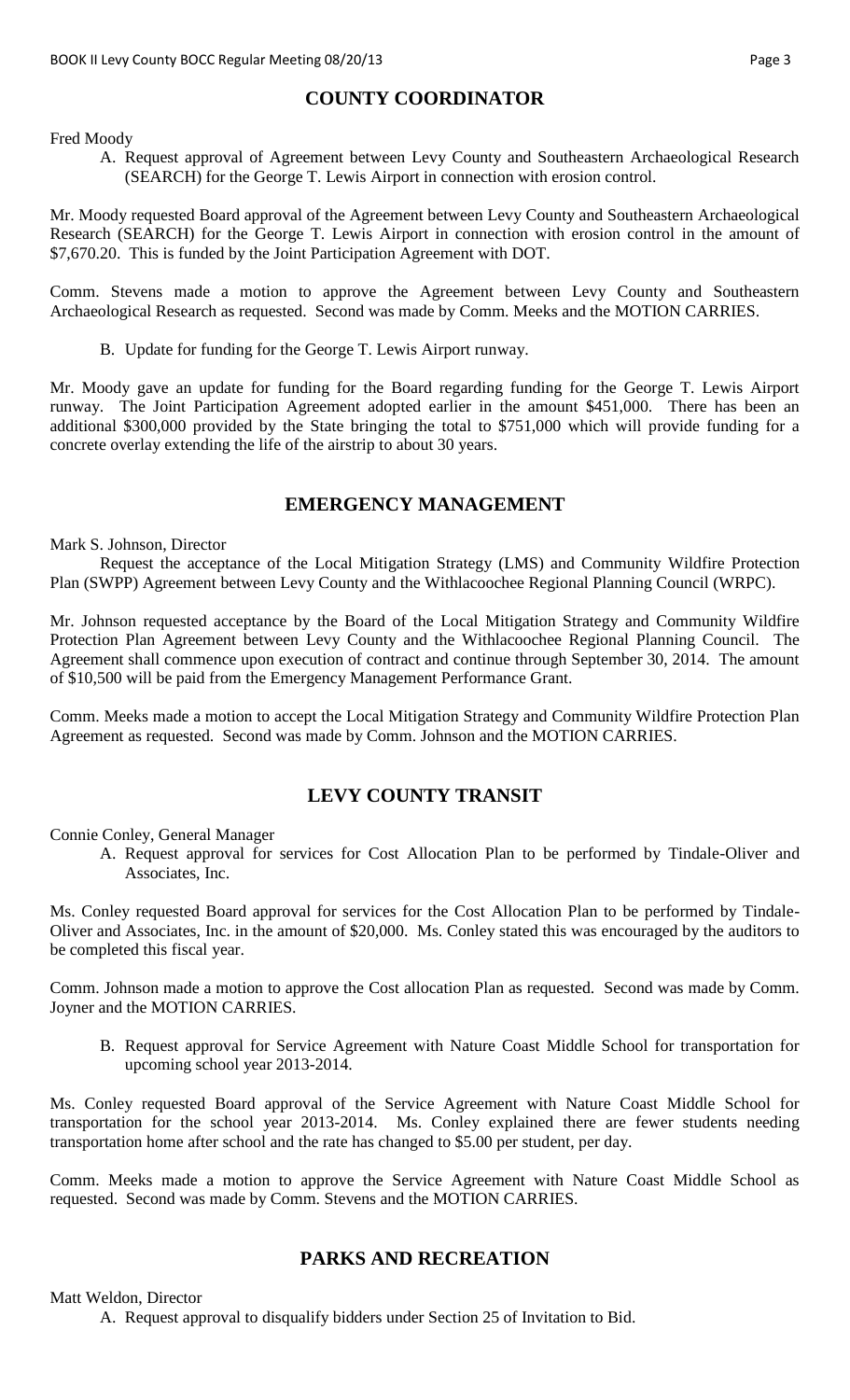## COUNTY COORDINATOR

Fred Moody

A. Request approval of Agreement between Levy County and Southeastern Archaeological Research (SEARCH) for the George T. Lewis Airport in connection with erosion control.

Mr. Moody requested Board approval of the Agreement between Levy County and Southeastern Archaeological Research (SEARCH) for the George T. Lewis Airport in connection with erosion control in the amount of $7,670.20. This is funded by the Joint Participation Agreement with DOT.

Comm. Stevens made a motion to approve the Agreement between Levy County and Southeastern Archaeological Research as requested. Second was made by Comm. Meeks and the MOTION CARRIES.

B. Update for funding for the George T. Lewis Airport runway.

Mr. Moody gave an update for funding for the Board regarding funding for the George T. Lewis Airport runway. The Joint Participation Agreement adopted earlier in the amount $451,000. There has been an additional $300,000 provided by the State bringing the total to $751,000 which will provide funding for a concrete overlay extending the life of the airstrip to about 30 years.

## EMERGENCY MANAGEMENT

Mark S. Johnson, Director

Request the acceptance of the Local Mitigation Strategy (LMS) and Community Wildfire Protection Plan (SWPP) Agreement between Levy County and the Withlacoochee Regional Planning Council (WRPC).

Mr. Johnson requested acceptance by the Board of the Local Mitigation Strategy and Community Wildfire Protection Plan Agreement between Levy County and the Withlacoochee Regional Planning Council. The Agreement shall commence upon execution of contract and continue through September 30, 2014. The amount of $10,500 will be paid from the Emergency Management Performance Grant.

Comm. Meeks made a motion to accept the Local Mitigation Strategy and Community Wildfire Protection Plan Agreement as requested. Second was made by Comm. Johnson and the MOTION CARRIES.

## LEVY COUNTY TRANSIT

Connie Conley, General Manager

A. Request approval for services for Cost Allocation Plan to be performed by Tindale-Oliver and Associates, Inc.

Ms. Conley requested Board approval for services for the Cost Allocation Plan to be performed by Tindale-Oliver and Associates, Inc. in the amount of $20,000. Ms. Conley stated this was encouraged by the auditors to be completed this fiscal year.

Comm. Johnson made a motion to approve the Cost allocation Plan as requested. Second was made by Comm. Joyner and the MOTION CARRIES.

B. Request approval for Service Agreement with Nature Coast Middle School for transportation for upcoming school year 2013-2014.

Ms. Conley requested Board approval of the Service Agreement with Nature Coast Middle School for transportation for the school year 2013-2014. Ms. Conley explained there are fewer students needing transportation home after school and the rate has changed to $5.00 per student, per day.

Comm. Meeks made a motion to approve the Service Agreement with Nature Coast Middle School as requested. Second was made by Comm. Stevens and the MOTION CARRIES.

## PARKS AND RECREATION

Matt Weldon, Director

A. Request approval to disqualify bidders under Section 25 of Invitation to Bid.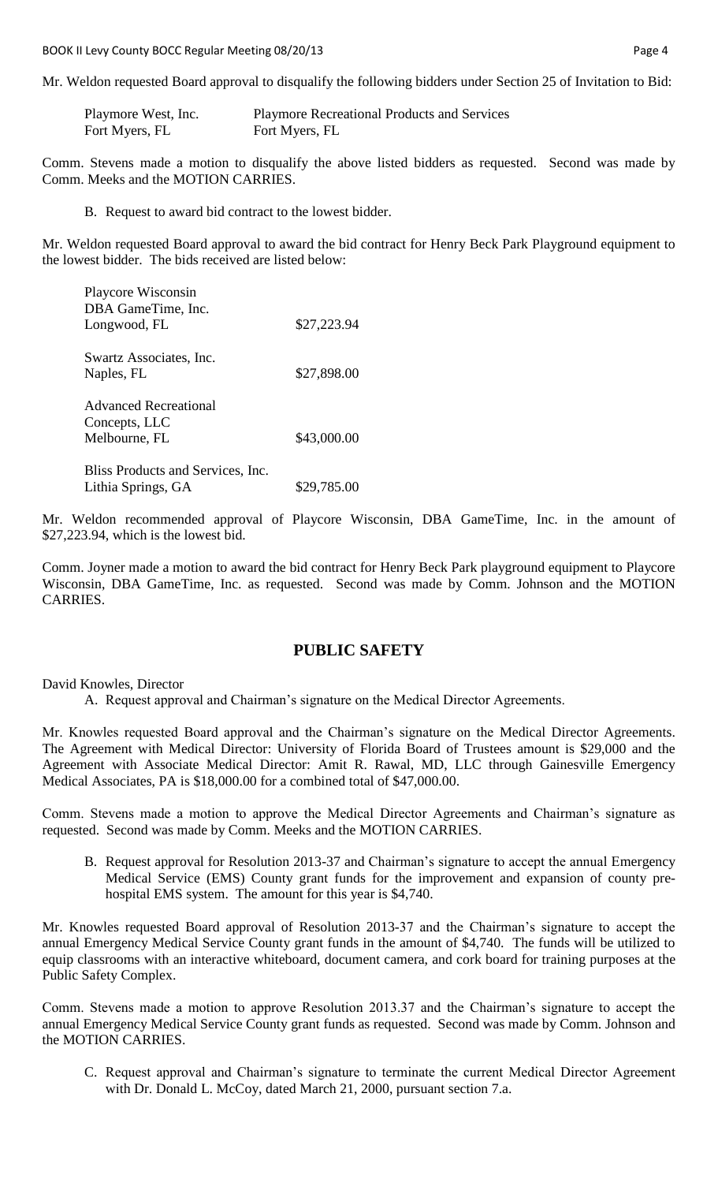Mr. Weldon requested Board approval to disqualify the following bidders under Section 25 of Invitation to Bid:

| | |
|---|---|
| Playmore West, Inc.<br>Fort Myers, FL | Playmore Recreational Products and Services<br>Fort Myers, FL |

Comm. Stevens made a motion to disqualify the above listed bidders as requested. Second was made by Comm. Meeks and the MOTION CARRIES.

B. Request to award bid contract to the lowest bidder.

Mr. Weldon requested Board approval to award the bid contract for Henry Beck Park Playground equipment to the lowest bidder. The bids received are listed below:

| | |
|---|---|
| Playcore Wisconsin<br>DBA GameTime, Inc.<br>Longwood, FL | \$27,223.94 |
| Swartz Associates, Inc.<br>Naples, FL | \$27,898.00 |
| Advanced Recreational<br>Concepts, LLC<br>Melbourne, FL | \$43,000.00 |
| Bliss Products and Services, Inc.<br>Lithia Springs, GA | \$29,785.00 |

Mr. Weldon recommended approval of Playcore Wisconsin, DBA GameTime, Inc. in the amount of \$27,223.94, which is the lowest bid.

Comm. Joyner made a motion to award the bid contract for Henry Beck Park playground equipment to Playcore Wisconsin, DBA GameTime, Inc. as requested. Second was made by Comm. Johnson and the MOTION CARRIES.

## PUBLIC SAFETY

David Knowles, Director

A. Request approval and Chairman's signature on the Medical Director Agreements.

Mr. Knowles requested Board approval and the Chairman's signature on the Medical Director Agreements. The Agreement with Medical Director: University of Florida Board of Trustees amount is \$29,000 and the Agreement with Associate Medical Director: Amit R. Rawal, MD, LLC through Gainesville Emergency Medical Associates, PA is \$18,000.00 for a combined total of \$47,000.00.

Comm. Stevens made a motion to approve the Medical Director Agreements and Chairman's signature as requested. Second was made by Comm. Meeks and the MOTION CARRIES.

B. Request approval for Resolution 2013-37 and Chairman's signature to accept the annual Emergency Medical Service (EMS) County grant funds for the improvement and expansion of county pre-hospital EMS system. The amount for this year is \$4,740.

Mr. Knowles requested Board approval of Resolution 2013-37 and the Chairman's signature to accept the annual Emergency Medical Service County grant funds in the amount of \$4,740. The funds will be utilized to equip classrooms with an interactive whiteboard, document camera, and cork board for training purposes at the Public Safety Complex.

Comm. Stevens made a motion to approve Resolution 2013.37 and the Chairman's signature to accept the annual Emergency Medical Service County grant funds as requested. Second was made by Comm. Johnson and the MOTION CARRIES.

C. Request approval and Chairman's signature to terminate the current Medical Director Agreement with Dr. Donald L. McCoy, dated March 21, 2000, pursuant section 7.a.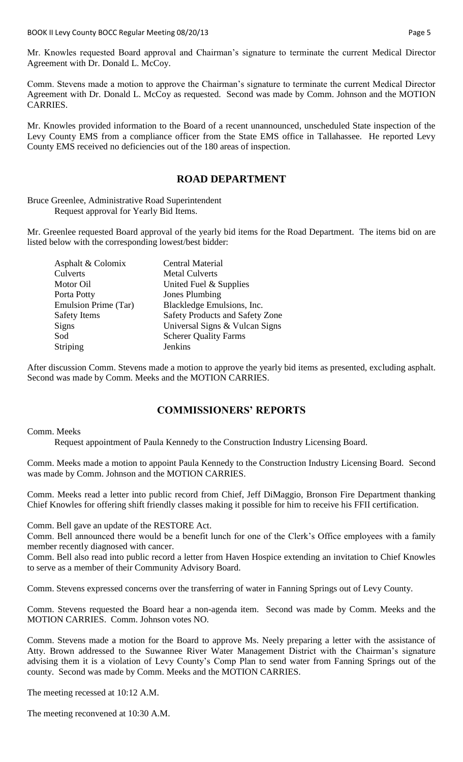Mr. Knowles requested Board approval and Chairman's signature to terminate the current Medical Director Agreement with Dr. Donald L. McCoy.

Comm. Stevens made a motion to approve the Chairman's signature to terminate the current Medical Director Agreement with Dr. Donald L. McCoy as requested. Second was made by Comm. Johnson and the MOTION CARRIES.

Mr. Knowles provided information to the Board of a recent unannounced, unscheduled State inspection of the Levy County EMS from a compliance officer from the State EMS office in Tallahassee. He reported Levy County EMS received no deficiencies out of the 180 areas of inspection.

## ROAD DEPARTMENT

Bruce Greenlee, Administrative Road Superintendent
Request approval for Yearly Bid Items.

Mr. Greenlee requested Board approval of the yearly bid items for the Road Department. The items bid on are listed below with the corresponding lowest/best bidder:

| | |
|---|---|
| Asphalt & Colomix | Central Material |
| Culverts | Metal Culverts |
| Motor Oil | United Fuel & Supplies |
| Porta Potty | Jones Plumbing |
| Emulsion Prime (Tar) | Blackledge Emulsions, Inc. |
| Safety Items | Safety Products and Safety Zone |
| Signs | Universal Signs & Vulcan Signs |
| Sod | Scherer Quality Farms |
| Striping | Jenkins |

After discussion Comm. Stevens made a motion to approve the yearly bid items as presented, excluding asphalt. Second was made by Comm. Meeks and the MOTION CARRIES.

## COMMISSIONERS' REPORTS

Comm. Meeks
Request appointment of Paula Kennedy to the Construction Industry Licensing Board.

Comm. Meeks made a motion to appoint Paula Kennedy to the Construction Industry Licensing Board. Second was made by Comm. Johnson and the MOTION CARRIES.

Comm. Meeks read a letter into public record from Chief, Jeff DiMaggio, Bronson Fire Department thanking Chief Knowles for offering shift friendly classes making it possible for him to receive his FFII certification.

Comm. Bell gave an update of the RESTORE Act.
Comm. Bell announced there would be a benefit lunch for one of the Clerk's Office employees with a family member recently diagnosed with cancer.
Comm. Bell also read into public record a letter from Haven Hospice extending an invitation to Chief Knowles to serve as a member of their Community Advisory Board.

Comm. Stevens expressed concerns over the transferring of water in Fanning Springs out of Levy County.

Comm. Stevens requested the Board hear a non-agenda item. Second was made by Comm. Meeks and the MOTION CARRIES. Comm. Johnson votes NO.

Comm. Stevens made a motion for the Board to approve Ms. Neely preparing a letter with the assistance of Atty. Brown addressed to the Suwannee River Water Management District with the Chairman's signature advising them it is a violation of Levy County's Comp Plan to send water from Fanning Springs out of the county. Second was made by Comm. Meeks and the MOTION CARRIES.

The meeting recessed at 10:12 A.M.

The meeting reconvened at 10:30 A.M.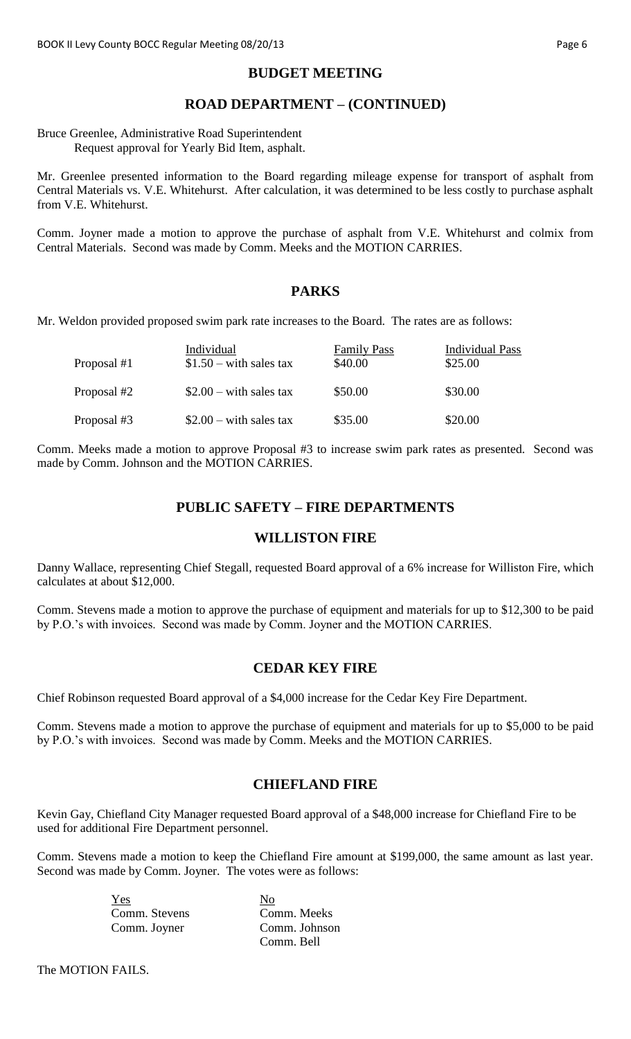## BUDGET MEETING

## ROAD DEPARTMENT – (CONTINUED)

Bruce Greenlee, Administrative Road Superintendent
Request approval for Yearly Bid Item, asphalt.

Mr. Greenlee presented information to the Board regarding mileage expense for transport of asphalt from Central Materials vs. V.E. Whitehurst. After calculation, it was determined to be less costly to purchase asphalt from V.E. Whitehurst.

Comm. Joyner made a motion to approve the purchase of asphalt from V.E. Whitehurst and colmix from Central Materials. Second was made by Comm. Meeks and the MOTION CARRIES.

## PARKS

Mr. Weldon provided proposed swim park rate increases to the Board. The rates are as follows:

| | Individual | Family Pass | Individual Pass |
|---|---|---|---|
| Proposal #1 | $1.50 – with sales tax | $40.00 | $25.00 |
| Proposal #2 | $2.00 – with sales tax | $50.00 | $30.00 |
| Proposal #3 | $2.00 – with sales tax | $35.00 | $20.00 |

Comm. Meeks made a motion to approve Proposal #3 to increase swim park rates as presented. Second was made by Comm. Johnson and the MOTION CARRIES.

## PUBLIC SAFETY – FIRE DEPARTMENTS

## WILLISTON FIRE

Danny Wallace, representing Chief Stegall, requested Board approval of a 6% increase for Williston Fire, which calculates at about $12,000.

Comm. Stevens made a motion to approve the purchase of equipment and materials for up to $12,300 to be paid by P.O.'s with invoices. Second was made by Comm. Joyner and the MOTION CARRIES.

## CEDAR KEY FIRE

Chief Robinson requested Board approval of a $4,000 increase for the Cedar Key Fire Department.

Comm. Stevens made a motion to approve the purchase of equipment and materials for up to $5,000 to be paid by P.O.'s with invoices. Second was made by Comm. Meeks and the MOTION CARRIES.

## CHIEFLAND FIRE

Kevin Gay, Chiefland City Manager requested Board approval of a $48,000 increase for Chiefland Fire to be used for additional Fire Department personnel.

Comm. Stevens made a motion to keep the Chiefland Fire amount at $199,000, the same amount as last year. Second was made by Comm. Joyner. The votes were as follows:

| Yes | No |
|---|---|
| Comm. Stevens | Comm. Meeks |
| Comm. Joyner | Comm. Johnson |
| | Comm. Bell |

The MOTION FAILS.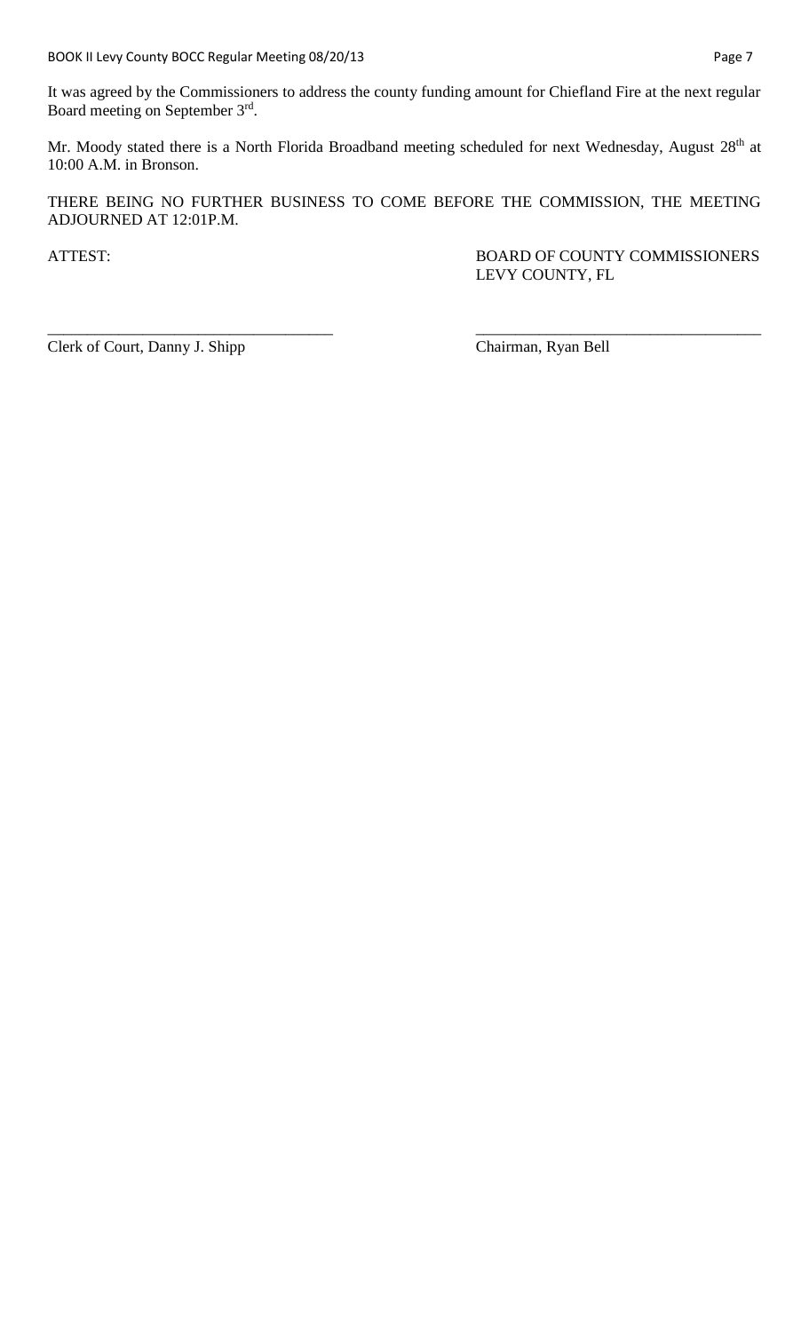It was agreed by the Commissioners to address the county funding amount for Chiefland Fire at the next regular Board meeting on September 3rd.

Mr. Moody stated there is a North Florida Broadband meeting scheduled for next Wednesday, August 28th at 10:00 A.M. in Bronson.

THERE BEING NO FURTHER BUSINESS TO COME BEFORE THE COMMISSION, THE MEETING ADJOURNED AT 12:01P.M.

ATTEST:

BOARD OF COUNTY COMMISSIONERS
LEVY COUNTY, FL

\_\_\_\_\_\_\_\_\_\_\_\_\_\_\_\_\_\_\_\_\_\_\_\_\_\_\_\_\_\_\_\_\_\_\_\_
Clerk of Court, Danny J. Shipp

\_\_\_\_\_\_\_\_\_\_\_\_\_\_\_\_\_\_\_\_\_\_\_\_\_\_\_\_\_\_\_\_\_\_\_\_
Chairman, Ryan Bell